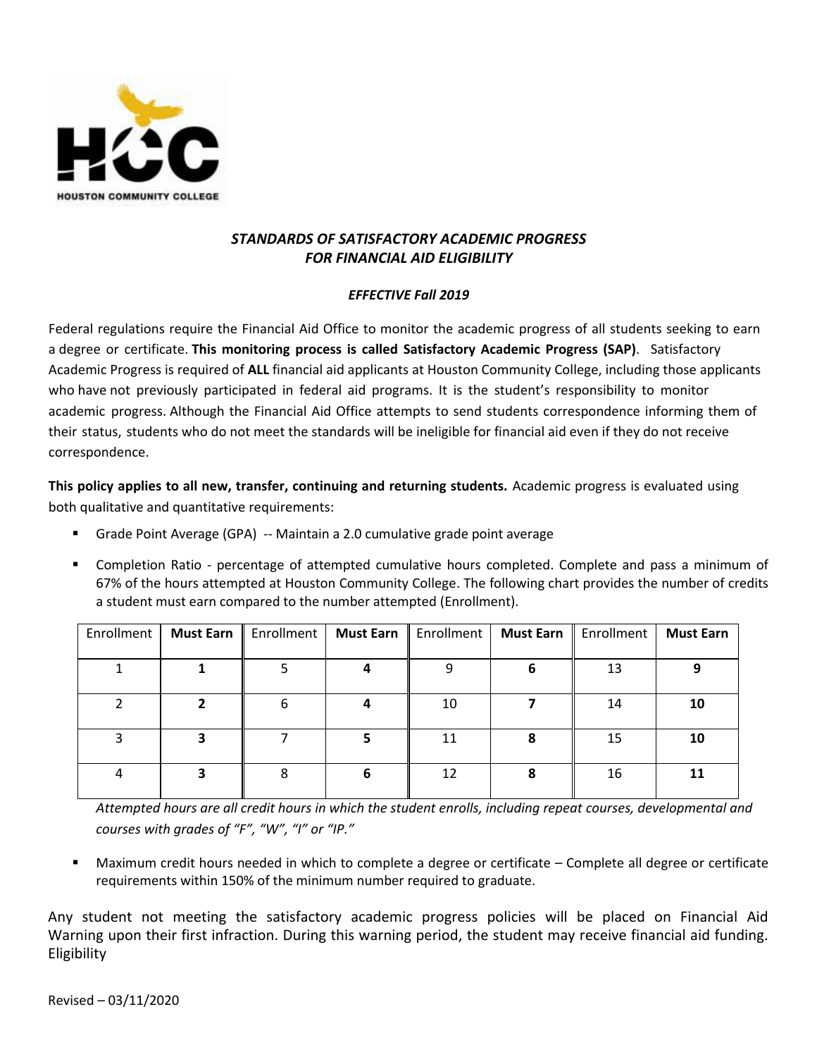HOUSTON COMMUNITY COLLEGE

## *STANDARDS OF SATISFACTORY ACADEMIC PROGRESS FOR FINANCIAL AID ELIGIBILITY*

***EFFECTIVE Fall 2019***

Federal regulations require the Financial Aid Office to monitor the academic progress of all students seeking to earn a degree or certificate. **This monitoring process is called Satisfactory Academic Progress (SAP)**. Satisfactory Academic Progress is required of **ALL** financial aid applicants at Houston Community College, including those applicants who have not previously participated in federal aid programs. It is the student's responsibility to monitor academic progress. Although the Financial Aid Office attempts to send students correspondence informing them of their status, students who do not meet the standards will be ineligible for financial aid even if they do not receive correspondence.

**This policy applies to all new, transfer, continuing and returning students.** Academic progress is evaluated using both qualitative and quantitative requirements:

- Grade Point Average (GPA) -- Maintain a 2.0 cumulative grade point average
- Completion Ratio - percentage of attempted cumulative hours completed. Complete and pass a minimum of 67% of the hours attempted at Houston Community College. The following chart provides the number of credits a student must earn compared to the number attempted (Enrollment).

| Enrollment | **Must Earn** | Enrollment | **Must Earn** | Enrollment | **Must Earn** | Enrollment | **Must Earn** |
|---|---|---|---|---|---|---|---|
| 1 | **1** | 5 | **4** | 9 | **6** | 13 | **9** |
| 2 | **2** | 6 | **4** | 10 | **7** | 14 | **10** |
| 3 | **3** | 7 | **5** | 11 | **8** | 15 | **10** |
| 4 | **3** | 8 | **6** | 12 | **8** | 16 | **11** |

*Attempted hours are all credit hours in which the student enrolls, including repeat courses, developmental and courses with grades of "F", "W", "I" or "IP."*

- Maximum credit hours needed in which to complete a degree or certificate – Complete all degree or certificate requirements within 150% of the minimum number required to graduate.

Any student not meeting the satisfactory academic progress policies will be placed on Financial Aid Warning upon their first infraction. During this warning period, the student may receive financial aid funding. Eligibility

Revised – 03/11/2020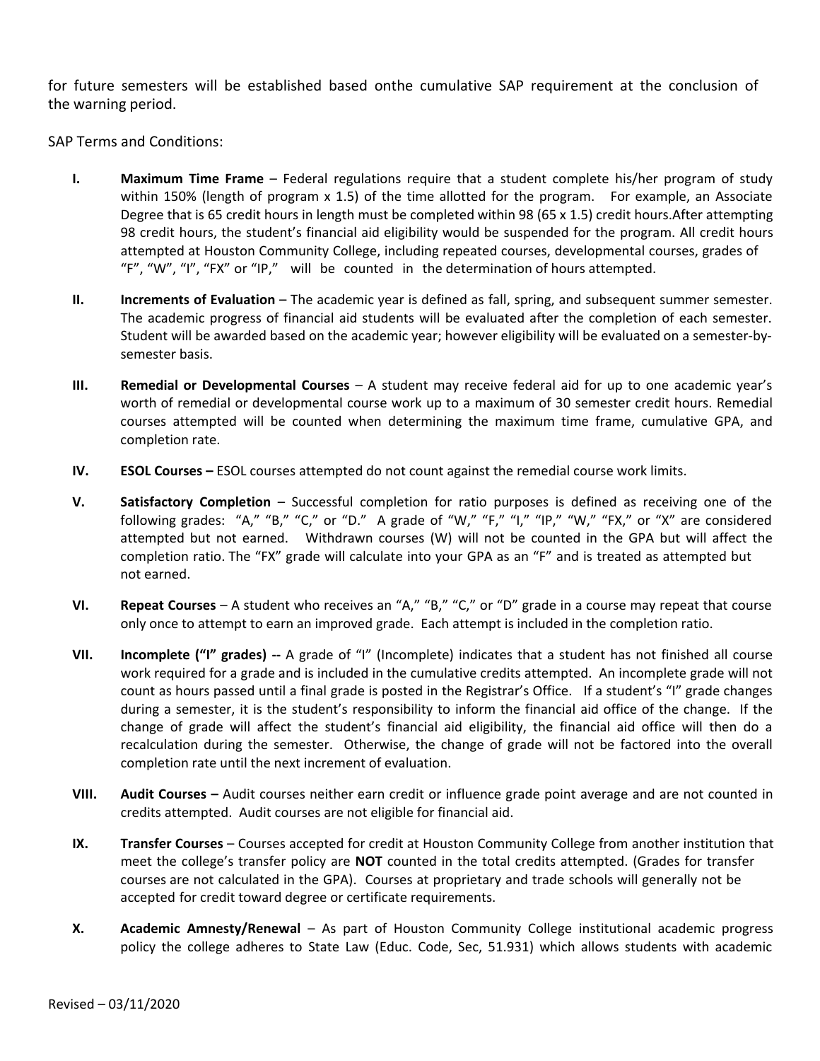for future semesters will be established based onthe cumulative SAP requirement at the conclusion of the warning period.

SAP Terms and Conditions:

**I.** **Maximum Time Frame** – Federal regulations require that a student complete his/her program of study within 150% (length of program x 1.5) of the time allotted for the program. For example, an Associate Degree that is 65 credit hours in length must be completed within 98 (65 x 1.5) credit hours.After attempting 98 credit hours, the student's financial aid eligibility would be suspended for the program. All credit hours attempted at Houston Community College, including repeated courses, developmental courses, grades of "F", "W", "I", "FX" or "IP," will be counted in the determination of hours attempted.

**II.** **Increments of Evaluation** – The academic year is defined as fall, spring, and subsequent summer semester. The academic progress of financial aid students will be evaluated after the completion of each semester. Student will be awarded based on the academic year; however eligibility will be evaluated on a semester-by-semester basis.

**III.** **Remedial or Developmental Courses** – A student may receive federal aid for up to one academic year's worth of remedial or developmental course work up to a maximum of 30 semester credit hours. Remedial courses attempted will be counted when determining the maximum time frame, cumulative GPA, and completion rate.

**IV.** **ESOL Courses –** ESOL courses attempted do not count against the remedial course work limits.

**V.** **Satisfactory Completion** – Successful completion for ratio purposes is defined as receiving one of the following grades: "A," "B," "C," or "D." A grade of "W," "F," "I," "IP," "W," "FX," or "X" are considered attempted but not earned. Withdrawn courses (W) will not be counted in the GPA but will affect the completion ratio. The "FX" grade will calculate into your GPA as an "F" and is treated as attempted but not earned.

**VI.** **Repeat Courses** – A student who receives an "A," "B," "C," or "D" grade in a course may repeat that course only once to attempt to earn an improved grade. Each attempt is included in the completion ratio.

**VII.** **Incomplete ("I" grades) --** A grade of "I" (Incomplete) indicates that a student has not finished all course work required for a grade and is included in the cumulative credits attempted. An incomplete grade will not count as hours passed until a final grade is posted in the Registrar's Office. If a student's "I" grade changes during a semester, it is the student's responsibility to inform the financial aid office of the change. If the change of grade will affect the student's financial aid eligibility, the financial aid office will then do a recalculation during the semester. Otherwise, the change of grade will not be factored into the overall completion rate until the next increment of evaluation.

**VIII.** **Audit Courses –** Audit courses neither earn credit or influence grade point average and are not counted in credits attempted. Audit courses are not eligible for financial aid.

**IX.** **Transfer Courses** – Courses accepted for credit at Houston Community College from another institution that meet the college's transfer policy are **NOT** counted in the total credits attempted. (Grades for transfer courses are not calculated in the GPA). Courses at proprietary and trade schools will generally not be accepted for credit toward degree or certificate requirements.

**X.** **Academic Amnesty/Renewal** – As part of Houston Community College institutional academic progress policy the college adheres to State Law (Educ. Code, Sec, 51.931) which allows students with academic

Revised – 03/11/2020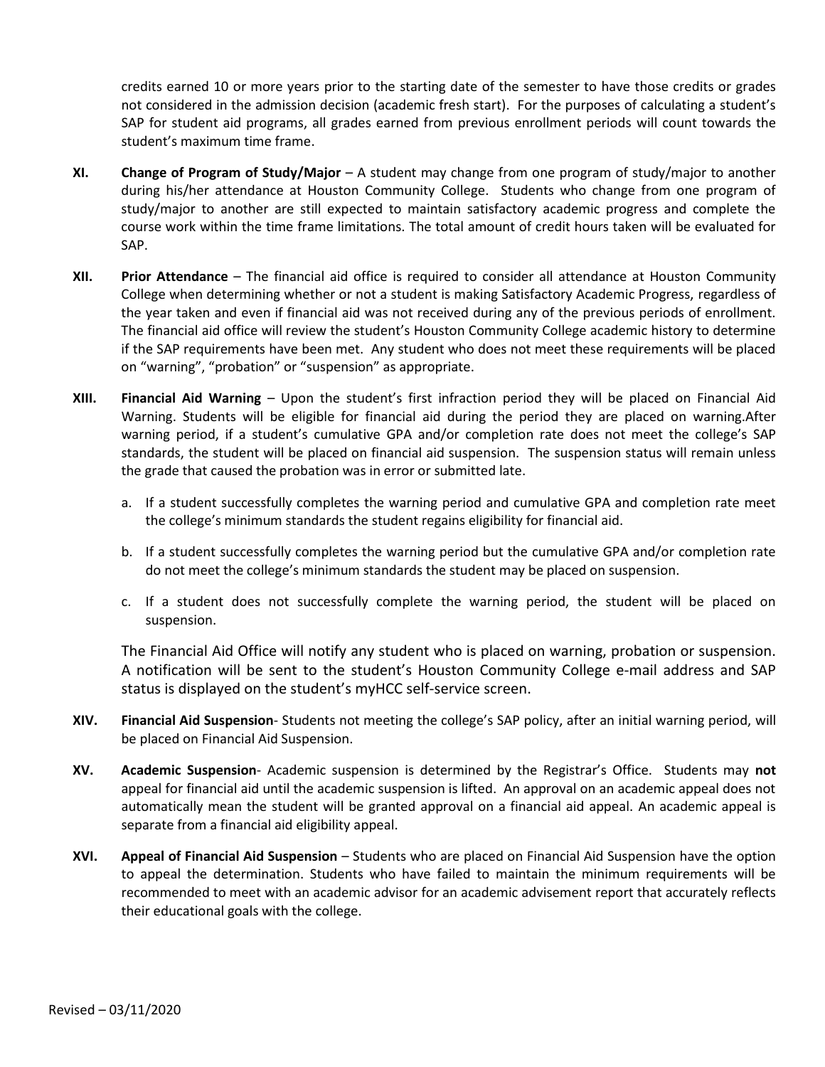credits earned 10 or more years prior to the starting date of the semester to have those credits or grades not considered in the admission decision (academic fresh start). For the purposes of calculating a student's SAP for student aid programs, all grades earned from previous enrollment periods will count towards the student's maximum time frame.

**XI.** **Change of Program of Study/Major** – A student may change from one program of study/major to another during his/her attendance at Houston Community College. Students who change from one program of study/major to another are still expected to maintain satisfactory academic progress and complete the course work within the time frame limitations. The total amount of credit hours taken will be evaluated for SAP.

**XII.** **Prior Attendance** – The financial aid office is required to consider all attendance at Houston Community College when determining whether or not a student is making Satisfactory Academic Progress, regardless of the year taken and even if financial aid was not received during any of the previous periods of enrollment. The financial aid office will review the student's Houston Community College academic history to determine if the SAP requirements have been met. Any student who does not meet these requirements will be placed on "warning", "probation" or "suspension" as appropriate.

**XIII.** **Financial Aid Warning** – Upon the student's first infraction period they will be placed on Financial Aid Warning. Students will be eligible for financial aid during the period they are placed on warning.After warning period, if a student's cumulative GPA and/or completion rate does not meet the college's SAP standards, the student will be placed on financial aid suspension. The suspension status will remain unless the grade that caused the probation was in error or submitted late.

a. If a student successfully completes the warning period and cumulative GPA and completion rate meet the college's minimum standards the student regains eligibility for financial aid.

b. If a student successfully completes the warning period but the cumulative GPA and/or completion rate do not meet the college's minimum standards the student may be placed on suspension.

c. If a student does not successfully complete the warning period, the student will be placed on suspension.

The Financial Aid Office will notify any student who is placed on warning, probation or suspension. A notification will be sent to the student's Houston Community College e-mail address and SAP status is displayed on the student's myHCC self-service screen.

**XIV.** **Financial Aid Suspension**- Students not meeting the college's SAP policy, after an initial warning period, will be placed on Financial Aid Suspension.

**XV.** **Academic Suspension**- Academic suspension is determined by the Registrar's Office. Students may **not** appeal for financial aid until the academic suspension is lifted. An approval on an academic appeal does not automatically mean the student will be granted approval on a financial aid appeal. An academic appeal is separate from a financial aid eligibility appeal.

**XVI.** **Appeal of Financial Aid Suspension** – Students who are placed on Financial Aid Suspension have the option to appeal the determination. Students who have failed to maintain the minimum requirements will be recommended to meet with an academic advisor for an academic advisement report that accurately reflects their educational goals with the college.

Revised – 03/11/2020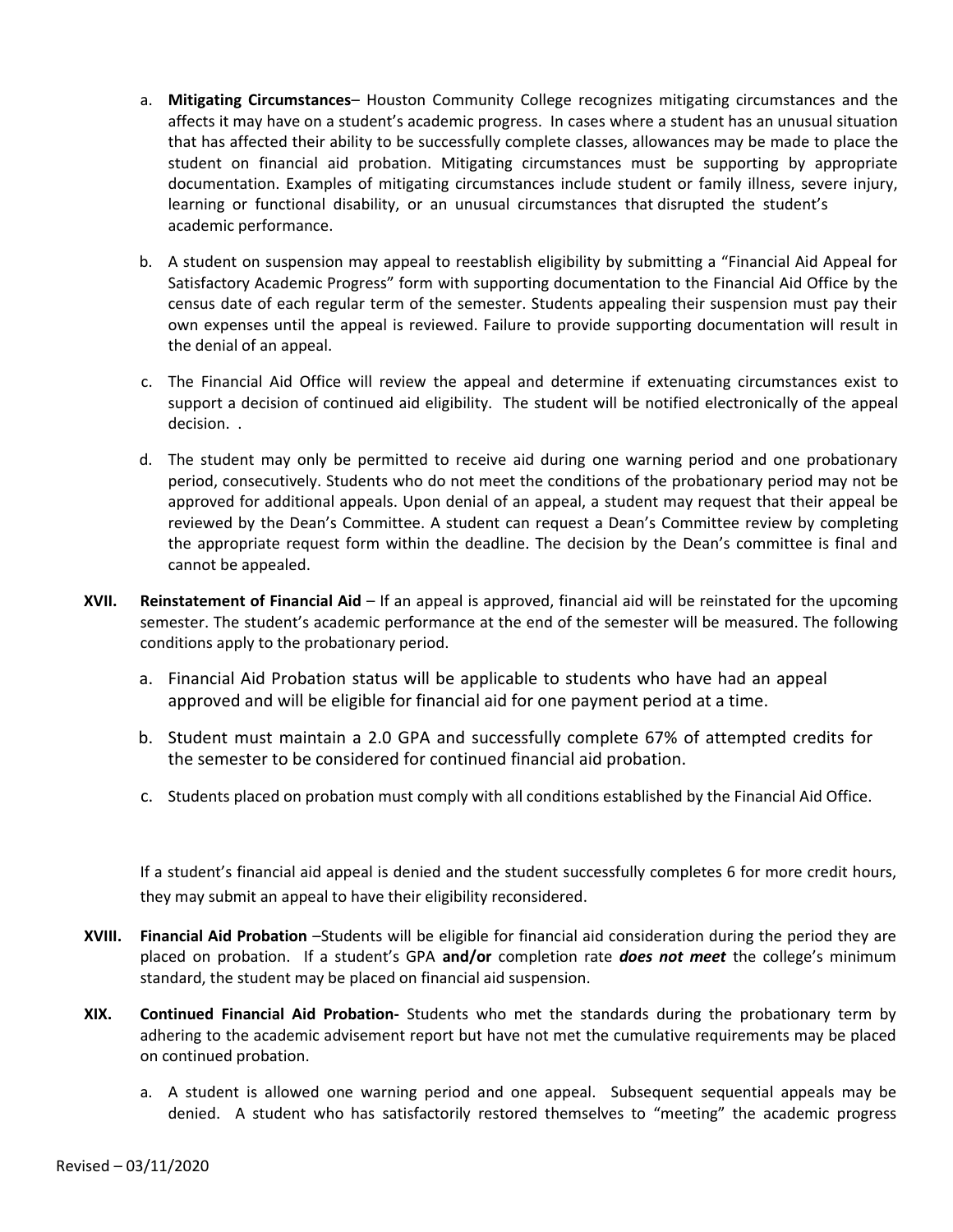a. **Mitigating Circumstances**– Houston Community College recognizes mitigating circumstances and the affects it may have on a student's academic progress. In cases where a student has an unusual situation that has affected their ability to be successfully complete classes, allowances may be made to place the student on financial aid probation. Mitigating circumstances must be supporting by appropriate documentation. Examples of mitigating circumstances include student or family illness, severe injury, learning or functional disability, or an unusual circumstances that disrupted the student's academic performance.

b. A student on suspension may appeal to reestablish eligibility by submitting a "Financial Aid Appeal for Satisfactory Academic Progress" form with supporting documentation to the Financial Aid Office by the census date of each regular term of the semester. Students appealing their suspension must pay their own expenses until the appeal is reviewed. Failure to provide supporting documentation will result in the denial of an appeal.

c. The Financial Aid Office will review the appeal and determine if extenuating circumstances exist to support a decision of continued aid eligibility. The student will be notified electronically of the appeal decision. .

d. The student may only be permitted to receive aid during one warning period and one probationary period, consecutively. Students who do not meet the conditions of the probationary period may not be approved for additional appeals. Upon denial of an appeal, a student may request that their appeal be reviewed by the Dean's Committee. A student can request a Dean's Committee review by completing the appropriate request form within the deadline. The decision by the Dean's committee is final and cannot be appealed.

**XVII. Reinstatement of Financial Aid** – If an appeal is approved, financial aid will be reinstated for the upcoming semester. The student's academic performance at the end of the semester will be measured. The following conditions apply to the probationary period.

a. Financial Aid Probation status will be applicable to students who have had an appeal approved and will be eligible for financial aid for one payment period at a time.

b. Student must maintain a 2.0 GPA and successfully complete 67% of attempted credits for the semester to be considered for continued financial aid probation.

c. Students placed on probation must comply with all conditions established by the Financial Aid Office.

If a student's financial aid appeal is denied and the student successfully completes 6 for more credit hours, they may submit an appeal to have their eligibility reconsidered.

**XVIII. Financial Aid Probation** –Students will be eligible for financial aid consideration during the period they are placed on probation. If a student's GPA **and/or** completion rate ***does not meet*** the college's minimum standard, the student may be placed on financial aid suspension.

**XIX. Continued Financial Aid Probation-** Students who met the standards during the probationary term by adhering to the academic advisement report but have not met the cumulative requirements may be placed on continued probation.

a. A student is allowed one warning period and one appeal. Subsequent sequential appeals may be denied. A student who has satisfactorily restored themselves to "meeting" the academic progress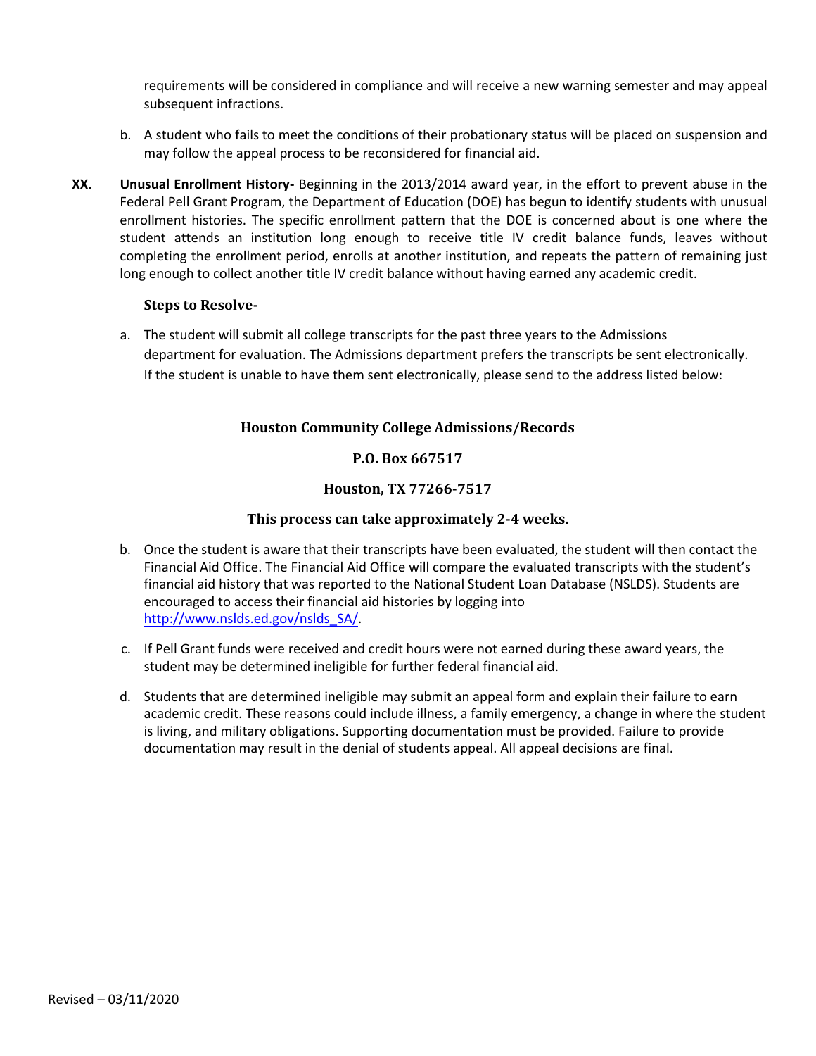requirements will be considered in compliance and will receive a new warning semester and may appeal subsequent infractions.

b. A student who fails to meet the conditions of their probationary status will be placed on suspension and may follow the appeal process to be reconsidered for financial aid.

**XX. Unusual Enrollment History-** Beginning in the 2013/2014 award year, in the effort to prevent abuse in the Federal Pell Grant Program, the Department of Education (DOE) has begun to identify students with unusual enrollment histories. The specific enrollment pattern that the DOE is concerned about is one where the student attends an institution long enough to receive title IV credit balance funds, leaves without completing the enrollment period, enrolls at another institution, and repeats the pattern of remaining just long enough to collect another title IV credit balance without having earned any academic credit.

**Steps to Resolve-**

a. The student will submit all college transcripts for the past three years to the Admissions department for evaluation. The Admissions department prefers the transcripts be sent electronically. If the student is unable to have them sent electronically, please send to the address listed below:

**Houston Community College Admissions/Records**

**P.O. Box 667517**

**Houston, TX 77266-7517**

**This process can take approximately 2-4 weeks.**

b. Once the student is aware that their transcripts have been evaluated, the student will then contact the Financial Aid Office. The Financial Aid Office will compare the evaluated transcripts with the student's financial aid history that was reported to the National Student Loan Database (NSLDS). Students are encouraged to access their financial aid histories by logging into http://www.nslds.ed.gov/nslds_SA/.

c. If Pell Grant funds were received and credit hours were not earned during these award years, the student may be determined ineligible for further federal financial aid.

d. Students that are determined ineligible may submit an appeal form and explain their failure to earn academic credit. These reasons could include illness, a family emergency, a change in where the student is living, and military obligations. Supporting documentation must be provided. Failure to provide documentation may result in the denial of students appeal. All appeal decisions are final.

Revised – 03/11/2020